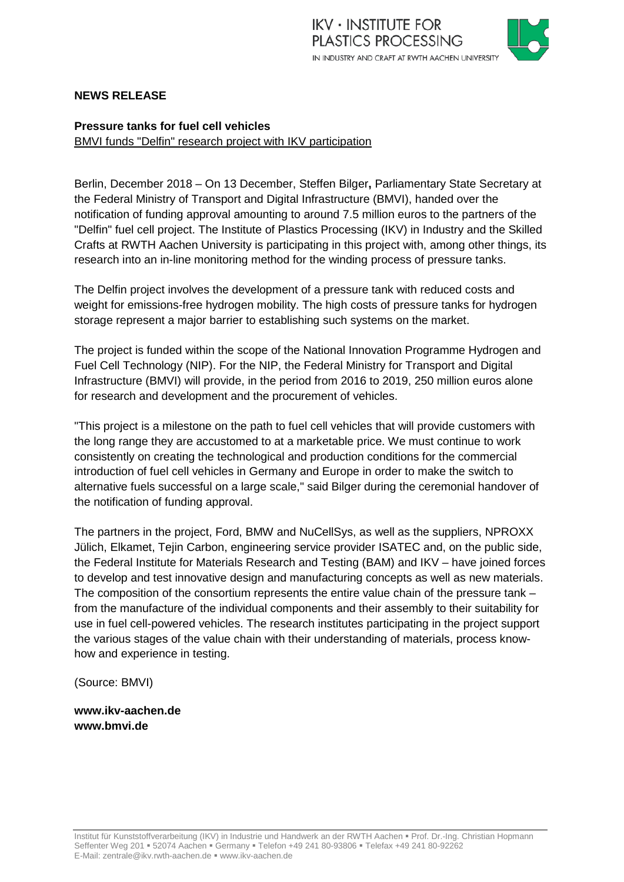**NEWS RELEASE**

**Pressure tanks for fuel cell vehicles**
BMVI funds "Delfin" research project with IKV participation

Berlin, December 2018 – On 13 December, Steffen Bilger**,** Parliamentary State Secretary at the Federal Ministry of Transport and Digital Infrastructure (BMVI), handed over the notification of funding approval amounting to around 7.5 million euros to the partners of the "Delfin" fuel cell project. The Institute of Plastics Processing (IKV) in Industry and the Skilled Crafts at RWTH Aachen University is participating in this project with, among other things, its research into an in-line monitoring method for the winding process of pressure tanks.

The Delfin project involves the development of a pressure tank with reduced costs and weight for emissions-free hydrogen mobility. The high costs of pressure tanks for hydrogen storage represent a major barrier to establishing such systems on the market.

The project is funded within the scope of the National Innovation Programme Hydrogen and Fuel Cell Technology (NIP). For the NIP, the Federal Ministry for Transport and Digital Infrastructure (BMVI) will provide, in the period from 2016 to 2019, 250 million euros alone for research and development and the procurement of vehicles.

"This project is a milestone on the path to fuel cell vehicles that will provide customers with the long range they are accustomed to at a marketable price. We must continue to work consistently on creating the technological and production conditions for the commercial introduction of fuel cell vehicles in Germany and Europe in order to make the switch to alternative fuels successful on a large scale," said Bilger during the ceremonial handover of the notification of funding approval.

The partners in the project, Ford, BMW and NuCellSys, as well as the suppliers, NPROXX Jülich, Elkamet, Tejin Carbon, engineering service provider ISATEC and, on the public side, the Federal Institute for Materials Research and Testing (BAM) and IKV – have joined forces to develop and test innovative design and manufacturing concepts as well as new materials. The composition of the consortium represents the entire value chain of the pressure tank – from the manufacture of the individual components and their assembly to their suitability for use in fuel cell-powered vehicles. The research institutes participating in the project support the various stages of the value chain with their understanding of materials, process know-how and experience in testing.

(Source: BMVI)

**www.ikv-aachen.de**
**www.bmvi.de**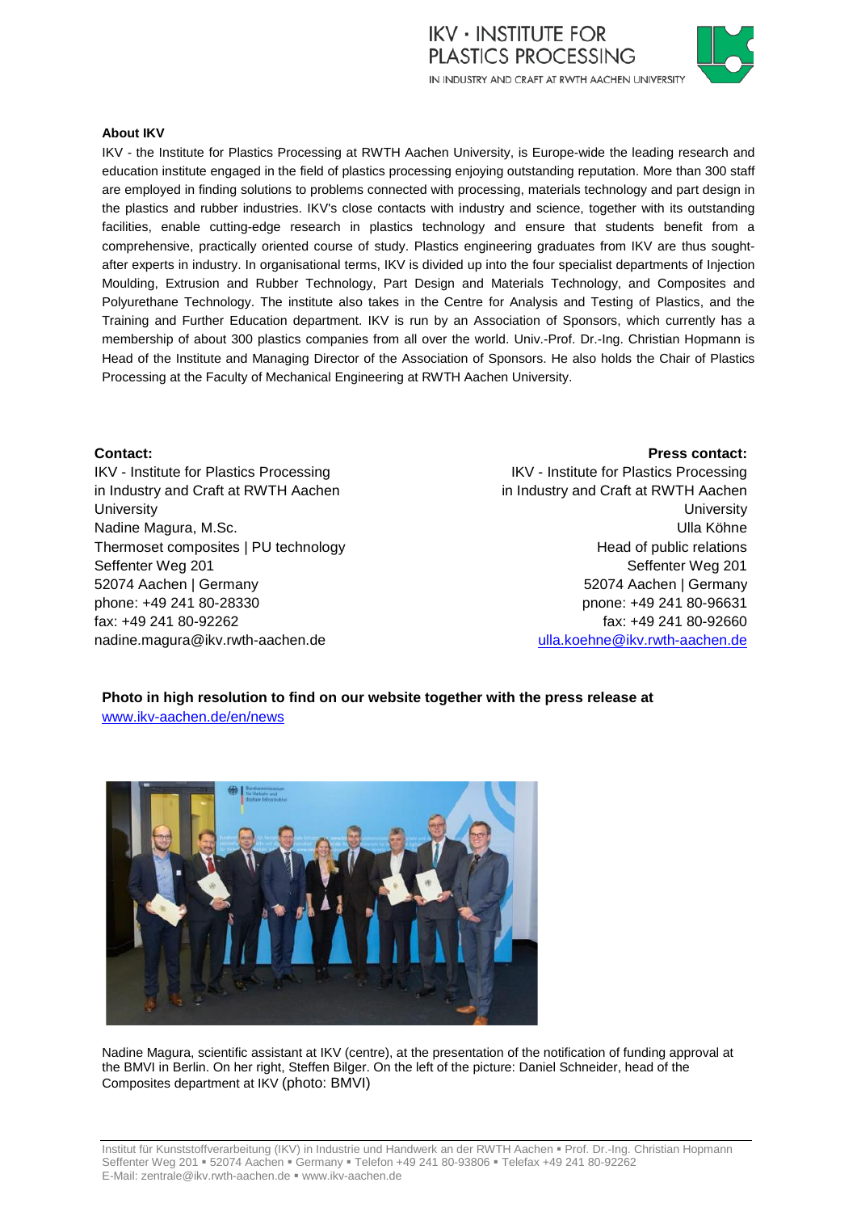### About IKV

IKV - the Institute for Plastics Processing at RWTH Aachen University, is Europe-wide the leading research and education institute engaged in the field of plastics processing enjoying outstanding reputation. More than 300 staff are employed in finding solutions to problems connected with processing, materials technology and part design in the plastics and rubber industries. IKV's close contacts with industry and science, together with its outstanding facilities, enable cutting-edge research in plastics technology and ensure that students benefit from a comprehensive, practically oriented course of study. Plastics engineering graduates from IKV are thus sought-after experts in industry. In organisational terms, IKV is divided up into the four specialist departments of Injection Moulding, Extrusion and Rubber Technology, Part Design and Materials Technology, and Composites and Polyurethane Technology. The institute also takes in the Centre for Analysis and Testing of Plastics, and the Training and Further Education department. IKV is run by an Association of Sponsors, which currently has a membership of about 300 plastics companies from all over the world. Univ.-Prof. Dr.-Ing. Christian Hopmann is Head of the Institute and Managing Director of the Association of Sponsors. He also holds the Chair of Plastics Processing at the Faculty of Mechanical Engineering at RWTH Aachen University.

**Contact:**
IKV - Institute for Plastics Processing
in Industry and Craft at RWTH Aachen
University
Nadine Magura, M.Sc.
Thermoset composites | PU technology
Seffenter Weg 201
52074 Aachen | Germany
phone: +49 241 80-28330
fax: +49 241 80-92262
nadine.magura@ikv.rwth-aachen.de

**Press contact:**
IKV - Institute for Plastics Processing
in Industry and Craft at RWTH Aachen
University
Ulla Köhne
Head of public relations
Seffenter Weg 201
52074 Aachen | Germany
pnone: +49 241 80-96631
fax: +49 241 80-92660
ulla.koehne@ikv.rwth-aachen.de

**Photo in high resolution to find on our website together with the press release at**
www.ikv-aachen.de/en/news

Nadine Magura, scientific assistant at IKV (centre), at the presentation of the notification of funding approval at the BMVI in Berlin. On her right, Steffen Bilger. On the left of the picture: Daniel Schneider, head of the Composites department at IKV (photo: BMVI)